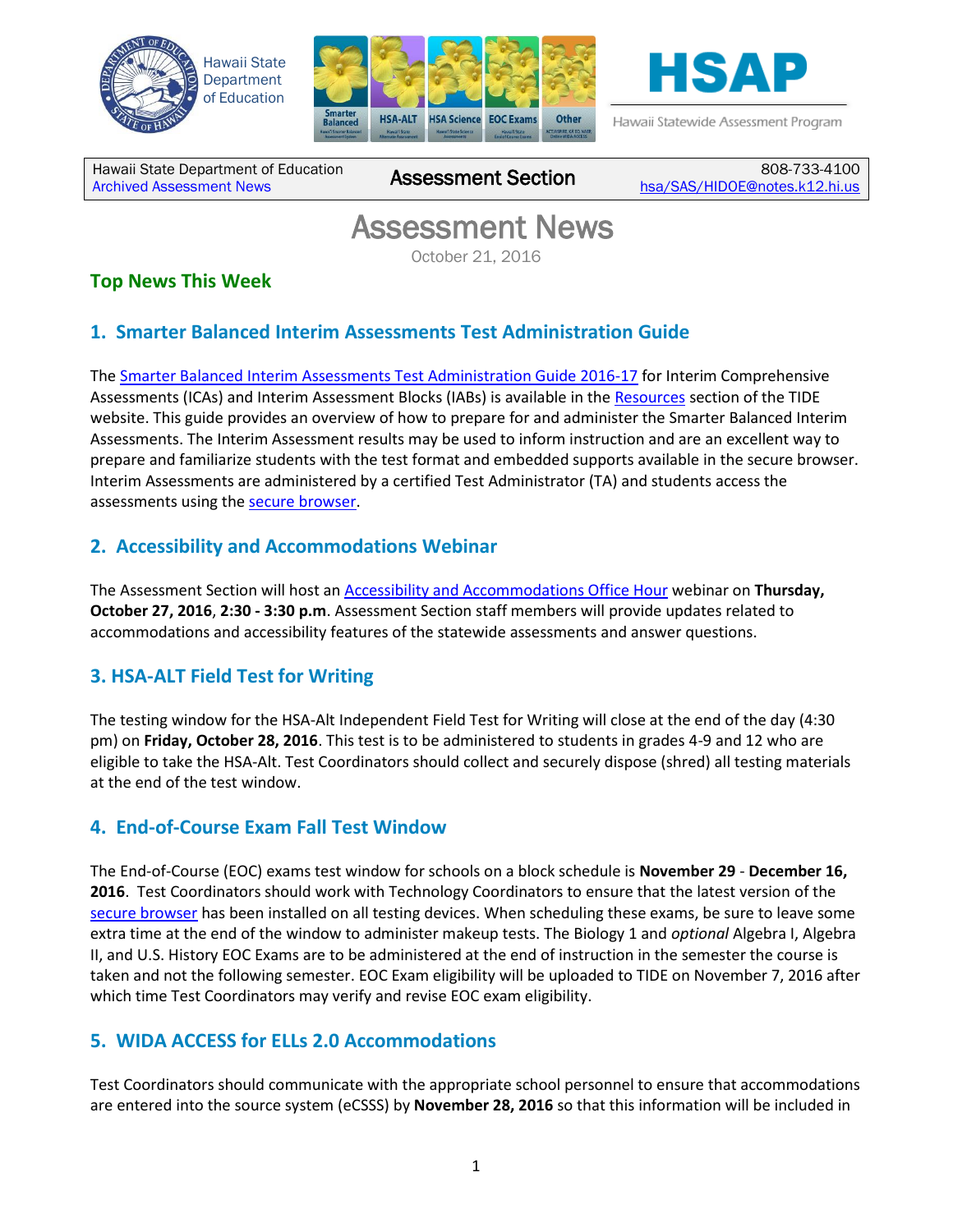Hawaii State Department of Education

HSAP

Hawaii Statewide Assessment Program

| Hawaii State Department of Education<br>Archived Assessment News | Assessment Section | 808-733-4100<br>hsa/SAS/HIDOE@notes.k12.hi.us |
|---|---|---|

# Assessment News

October 21, 2016

## Top News This Week

### 1. Smarter Balanced Interim Assessments Test Administration Guide

The Smarter Balanced Interim Assessments Test Administration Guide 2016-17 for Interim Comprehensive Assessments (ICAs) and Interim Assessment Blocks (IABs) is available in the Resources section of the TIDE website. This guide provides an overview of how to prepare for and administer the Smarter Balanced Interim Assessments. The Interim Assessment results may be used to inform instruction and are an excellent way to prepare and familiarize students with the test format and embedded supports available in the secure browser. Interim Assessments are administered by a certified Test Administrator (TA) and students access the assessments using the secure browser.

### 2. Accessibility and Accommodations Webinar

The Assessment Section will host an Accessibility and Accommodations Office Hour webinar on **Thursday, October 27, 2016**, **2:30 - 3:30 p.m**. Assessment Section staff members will provide updates related to accommodations and accessibility features of the statewide assessments and answer questions.

### 3. HSA-ALT Field Test for Writing

The testing window for the HSA-Alt Independent Field Test for Writing will close at the end of the day (4:30 pm) on **Friday, October 28, 2016**. This test is to be administered to students in grades 4-9 and 12 who are eligible to take the HSA-Alt. Test Coordinators should collect and securely dispose (shred) all testing materials at the end of the test window.

### 4. End-of-Course Exam Fall Test Window

The End-of-Course (EOC) exams test window for schools on a block schedule is **November 29** - **December 16, 2016**. Test Coordinators should work with Technology Coordinators to ensure that the latest version of the secure browser has been installed on all testing devices. When scheduling these exams, be sure to leave some extra time at the end of the window to administer makeup tests. The Biology 1 and *optional* Algebra I, Algebra II, and U.S. History EOC Exams are to be administered at the end of instruction in the semester the course is taken and not the following semester. EOC Exam eligibility will be uploaded to TIDE on November 7, 2016 after which time Test Coordinators may verify and revise EOC exam eligibility.

### 5. WIDA ACCESS for ELLs 2.0 Accommodations

Test Coordinators should communicate with the appropriate school personnel to ensure that accommodations are entered into the source system (eCSSS) by **November 28, 2016** so that this information will be included in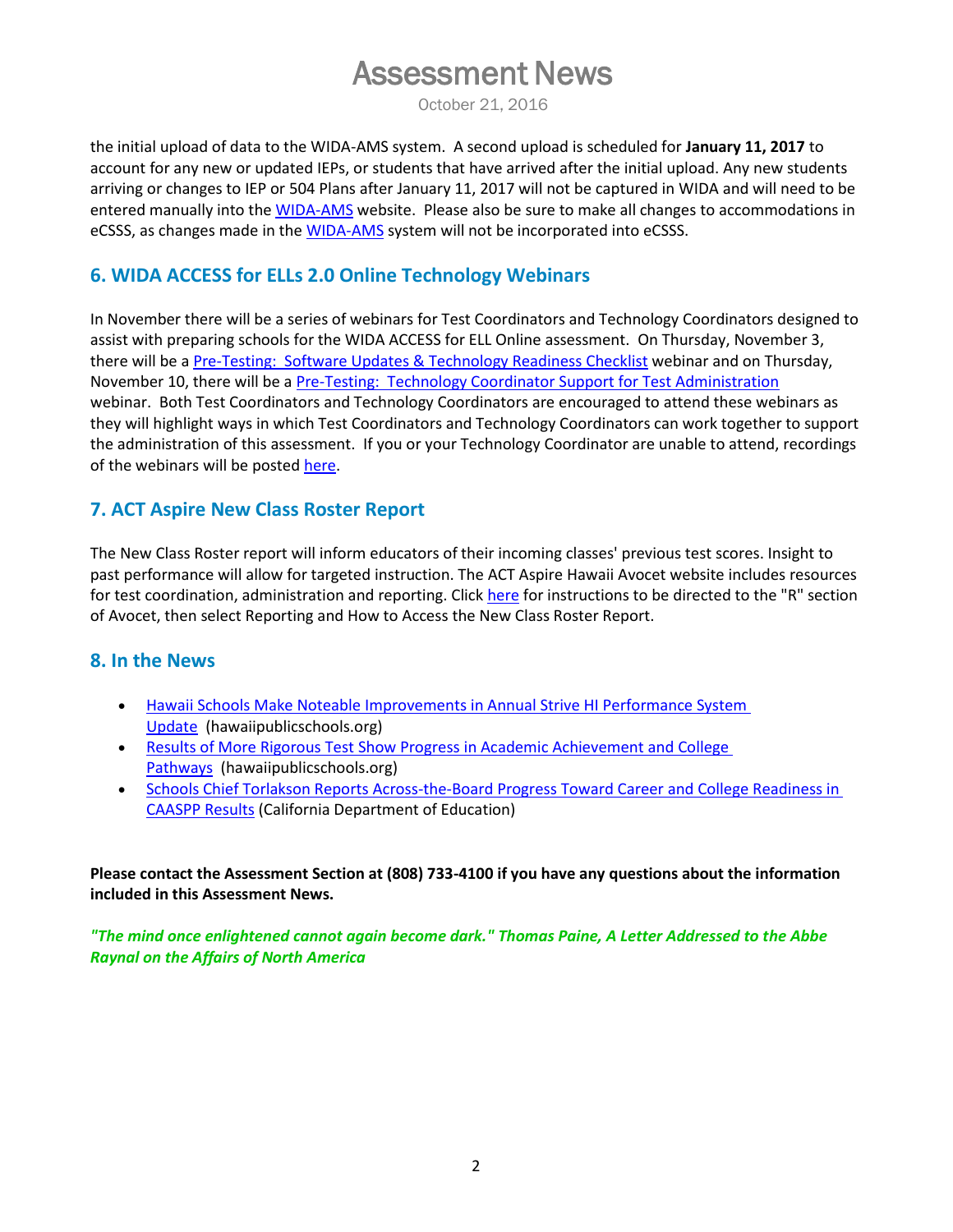the initial upload of data to the WIDA-AMS system. A second upload is scheduled for **January 11, 2017** to account for any new or updated IEPs, or students that have arrived after the initial upload. Any new students arriving or changes to IEP or 504 Plans after January 11, 2017 will not be captured in WIDA and will need to be entered manually into the WIDA-AMS website. Please also be sure to make all changes to accommodations in eCSSS, as changes made in the WIDA-AMS system will not be incorporated into eCSSS.

## 6. WIDA ACCESS for ELLs 2.0 Online Technology Webinars

In November there will be a series of webinars for Test Coordinators and Technology Coordinators designed to assist with preparing schools for the WIDA ACCESS for ELL Online assessment. On Thursday, November 3, there will be a Pre-Testing: Software Updates & Technology Readiness Checklist webinar and on Thursday, November 10, there will be a Pre-Testing: Technology Coordinator Support for Test Administration webinar. Both Test Coordinators and Technology Coordinators are encouraged to attend these webinars as they will highlight ways in which Test Coordinators and Technology Coordinators can work together to support the administration of this assessment. If you or your Technology Coordinator are unable to attend, recordings of the webinars will be posted here.

## 7. ACT Aspire New Class Roster Report

The New Class Roster report will inform educators of their incoming classes' previous test scores. Insight to past performance will allow for targeted instruction. The ACT Aspire Hawaii Avocet website includes resources for test coordination, administration and reporting. Click here for instructions to be directed to the "R" section of Avocet, then select Reporting and How to Access the New Class Roster Report.

## 8. In the News

- Hawaii Schools Make Noteable Improvements in Annual Strive HI Performance System Update (hawaiipublicschools.org)
- Results of More Rigorous Test Show Progress in Academic Achievement and College Pathways (hawaiipublicschools.org)
- Schools Chief Torlakson Reports Across-the-Board Progress Toward Career and College Readiness in CAASPP Results (California Department of Education)

**Please contact the Assessment Section at (808) 733-4100 if you have any questions about the information included in this Assessment News.**

***"The mind once enlightened cannot again become dark." Thomas Paine, A Letter Addressed to the Abbe Raynal on the Affairs of North America***